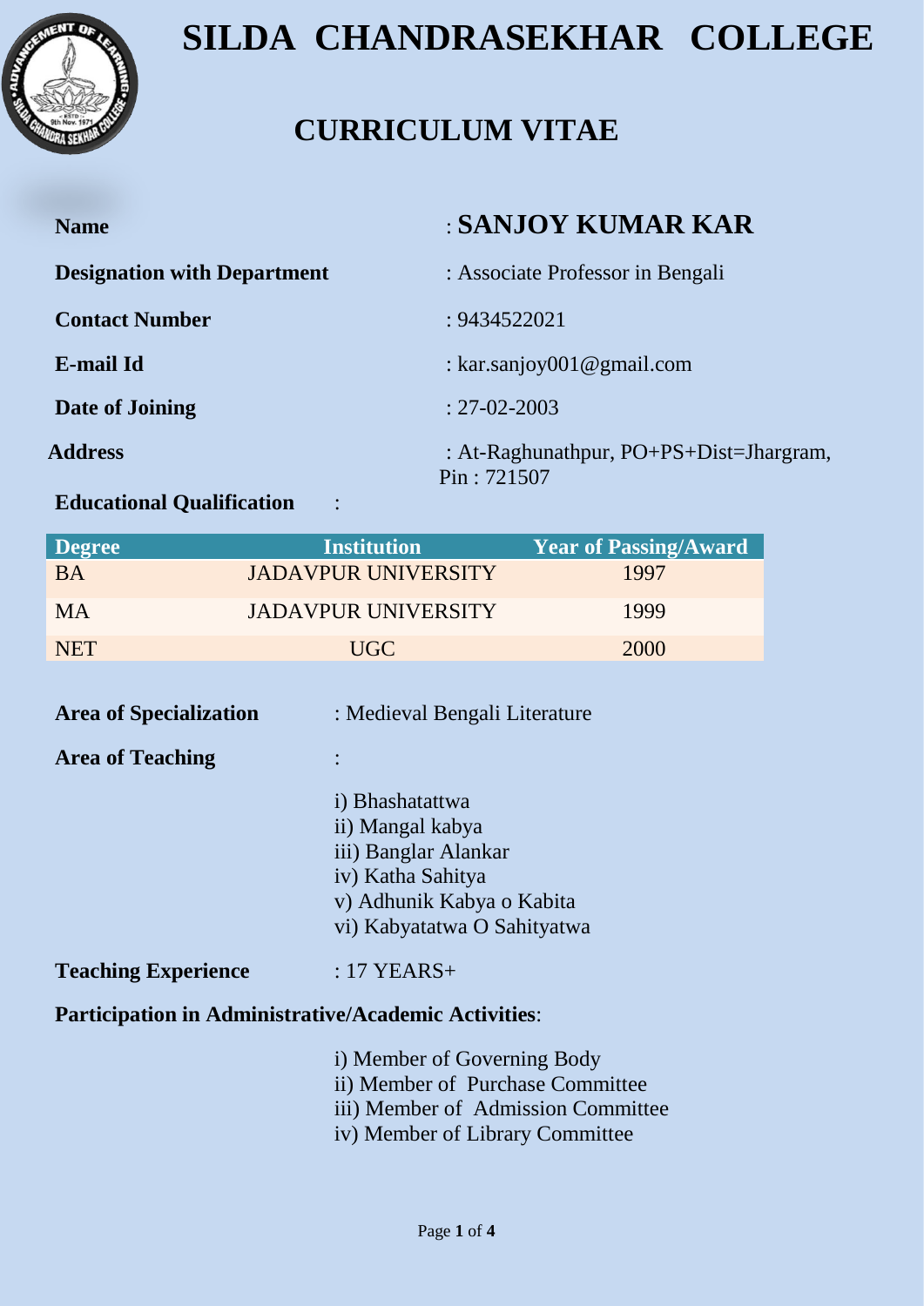# SILDA CHANDRASEKHAR COLLEGE

## CURRICULUM VITAE

**Name** : **SANJOY KUMAR KAR**

**Designation with Department** : Associate Professor in Bengali

**Contact Number** : 9434522021

**E-mail Id** : kar.sanjoy001@gmail.com

**Date of Joining** : 27-02-2003

**Address** : At-Raghunathpur, PO+PS+Dist=Jhargram, Pin : 721507

**Educational Qualification** :

| Degree | Institution | Year of Passing/Award |
|---|---|---|
| BA | JADAVPUR UNIVERSITY | 1997 |
| MA | JADAVPUR UNIVERSITY | 1999 |
| NET | UGC | 2000 |

**Area of Specialization** : Medieval Bengali Literature

**Area of Teaching** :

i) Bhashatattwa
ii) Mangal kabya
iii) Banglar Alankar
iv) Katha Sahitya
v) Adhunik Kabya o Kabita
vi) Kabyatatwa O Sahityatwa

**Teaching Experience** : 17 YEARS+

**Participation in Administrative/Academic Activities**:

i) Member of Governing Body
ii) Member of Purchase Committee
iii) Member of Admission Committee
iv) Member of Library Committee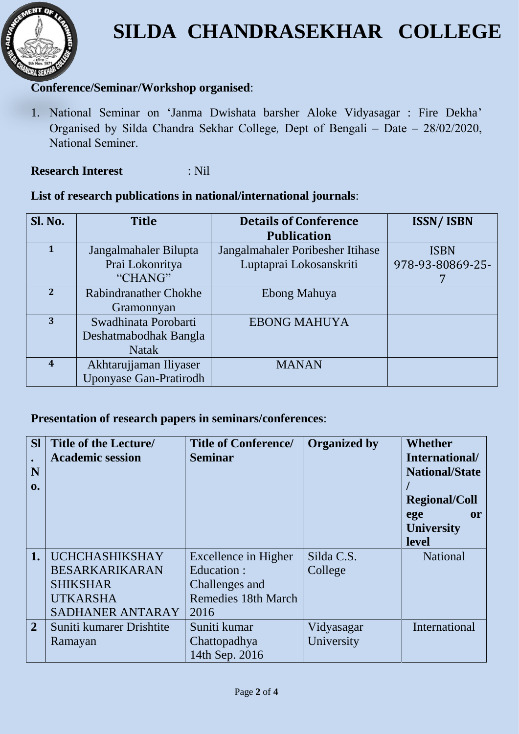# SILDA CHANDRASEKHAR COLLEGE

**Conference/Seminar/Workshop organised**:

1. National Seminar on 'Janma Dwishata barsher Aloke Vidyasagar : Fire Dekha' Organised by Silda Chandra Sekhar College, Dept of Bengali – Date – 28/02/2020, National Seminer.

**Research Interest** : Nil

**List of research publications in national/international journals**:

| Sl. No. | Title | Details of Conference Publication | ISSN/ ISBN |
|---|---|---|---|
| 1 | Jangalmahaler Bilupta Prai Lokonritya "CHANG" | Jangalmahaler Poribesher Itihase Luptaprai Lokosanskriti | ISBN 978-93-80869-25-7 |
| 2 | Rabindranather Chokhe Gramonnyan | Ebong Mahuya | |
| 3 | Swadhinata Porobarti Deshatmabodhak Bangla Natak | EBONG MAHUYA | |
| 4 | Akhtarujjaman Iliyaser Uponyase Gan-Pratirodh | MANAN | |

**Presentation of research papers in seminars/conferences**:

| Sl. No. | Title of the Lecture/ Academic session | Title of Conference/ Seminar | Organized by | Whether International/ National/State / Regional/College or University level |
|---|---|---|---|---|
| 1. | UCHCHASHIKSHAY BESARKARIKARAN SHIKSHAR UTKARSHA SADHANER ANTARAY | Excellence in Higher Education : Challenges and Remedies 18th March 2016 | Silda C.S. College | National |
| 2 | Suniti kumarer Drishtite Ramayan | Suniti kumar Chattopadhya 14th Sep. 2016 | Vidyasagar University | International |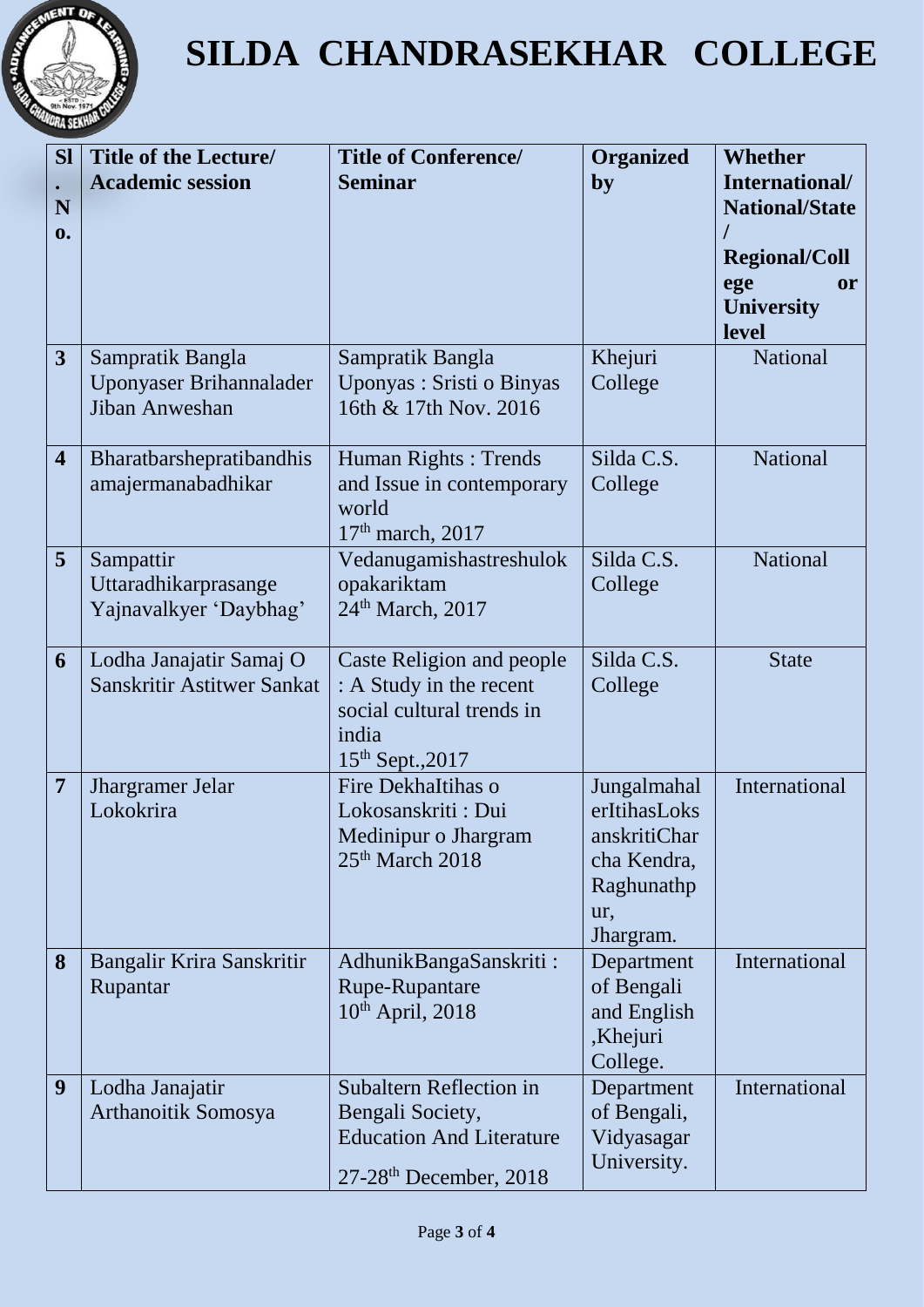# SILDA CHANDRASEKHAR COLLEGE

| Sl. No. | Title of the Lecture/ Academic session | Title of Conference/ Seminar | Organized by | Whether International/ National/State/ Regional/College or University level |
|---|---|---|---|---|
| 3 | Sampratik Bangla Uponyaser Brihannalader Jiban Anweshan | Sampratik Bangla Uponyas : Sristi o Binyas 16th & 17th Nov. 2016 | Khejuri College | National |
| 4 | Bharatbarshepratibandhis amajermanabadhikar | Human Rights : Trends and Issue in contemporary world 17th march, 2017 | Silda C.S. College | National |
| 5 | Sampattir Uttaradhikarprasange Yajnavalkyer 'Daybhag' | Vedanugamishastreshulok opakariktam 24th March, 2017 | Silda C.S. College | National |
| 6 | Lodha Janajatir Samaj O Sanskritir Astitwer Sankat | Caste Religion and people : A Study in the recent social cultural trends in india 15th Sept.,2017 | Silda C.S. College | State |
| 7 | Jhargramer Jelar Lokokrira | Fire DekhaItihas o Lokosanskriti : Dui Medinipur o Jhargram 25th March 2018 | Jungalmahal erItihasLoksanskritiCharcha Kendra, Raghunathpur, Jhargram. | International |
| 8 | Bangalir Krira Sanskritir Rupantar | AdhunikBangaSanskriti : Rupe-Rupantare 10th April, 2018 | Department of Bengali and English ,Khejuri College. | International |
| 9 | Lodha Janajatir Arthanoitik Somosya | Subaltern Reflection in Bengali Society, Education And Literature 27-28th December, 2018 | Department of Bengali, Vidyasagar University. | International |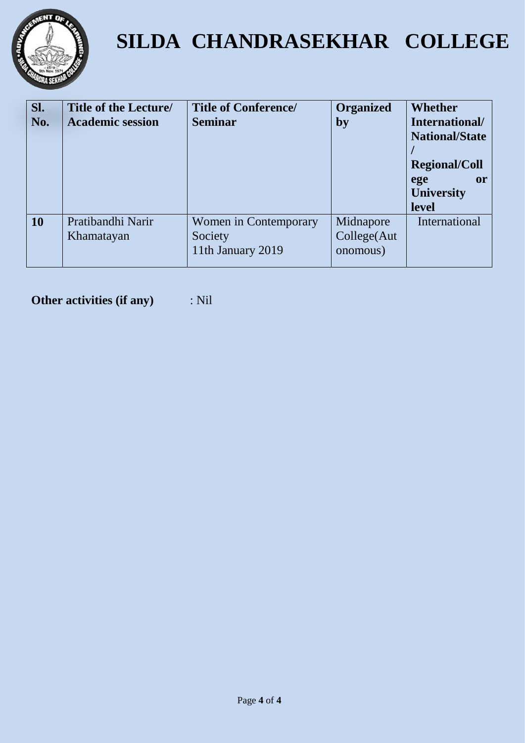# SILDA CHANDRASEKHAR COLLEGE

| Sl. No. | Title of the Lecture/ Academic session | Title of Conference/ Seminar | Organized by | Whether International/ National/State / Regional/College or University level |
|---|---|---|---|---|
| **10** | Pratibandhi Narir Khamatayan | Women in Contemporary Society 11th January 2019 | Midnapore College(Autonomous) | International |

**Other activities (if any)** : Nil